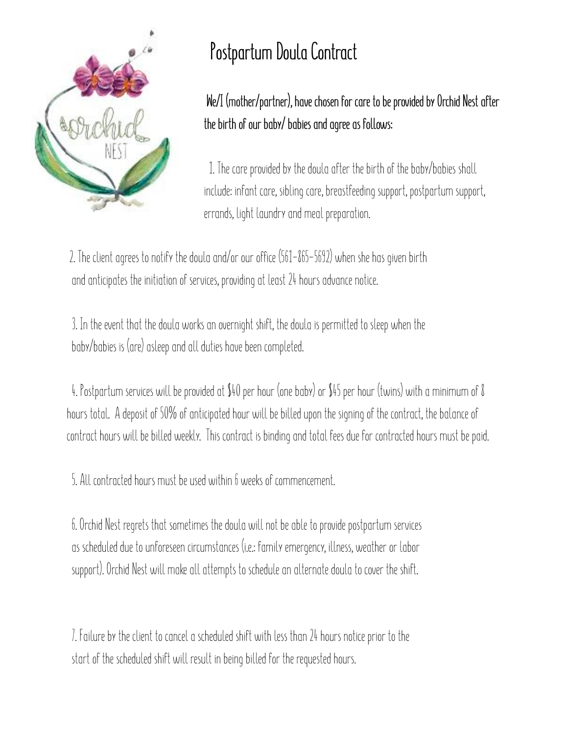# Postpartum Doula Contract

**We/I (mother/partner), have chosen for care to be provided by Orchid Nest after the birth of our baby/ babies and agree as follows:**

1. The care provided by the doula after the birth of the baby/babies shall include: infant care, sibling care, breastfeeding support, postpartum support, errands, light laundry and meal preparation.

2. The client agrees to notify the doula and/or our office (561-865-5692) when she has given birth and anticipates the initiation of services, providing at least 24 hours advance notice.

3. In the event that the doula works an overnight shift, the doula is permitted to sleep when the baby/babies is (are) asleep and all duties have been completed.

4. Postpartum services will be provided at $40 per hour (one baby) or $45 per hour (twins) with a minimum of 8 hours total. A deposit of 50% of anticipated hour will be billed upon the signing of the contract, the balance of contract hours will be billed weekly. This contract is binding and total fees due for contracted hours must be paid.

5. All contracted hours must be used within 6 weeks of commencement.

6. Orchid Nest regrets that sometimes the doula will not be able to provide postpartum services as scheduled due to unforeseen circumstances (i.e.: family emergency, illness, weather or labor support). Orchid Nest will make all attempts to schedule an alternate doula to cover the shift.

7. Failure by the client to cancel a scheduled shift with less than 24 hours notice prior to the start of the scheduled shift will result in being billed for the requested hours.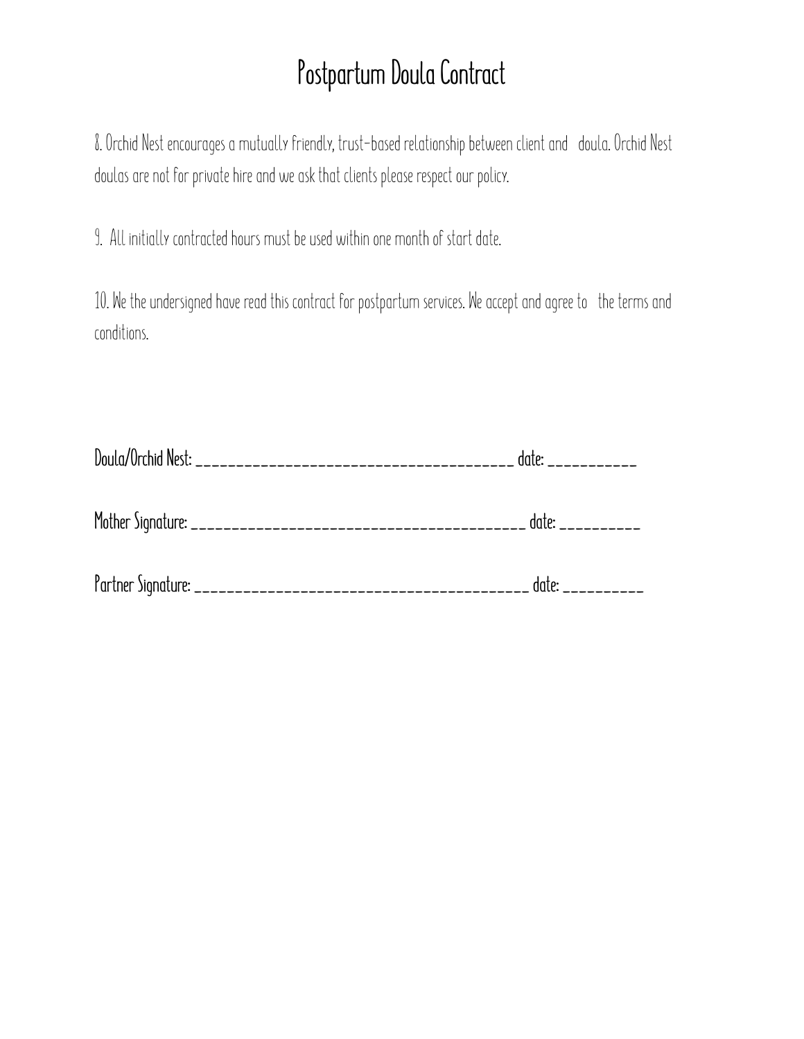# Postpartum Doula Contract

8. Orchid Nest encourages a mutually friendly, trust-based relationship between client and doula. Orchid Nest doulas are not for private hire and we ask that clients please respect our policy.

9. All initially contracted hours must be used within one month of start date.

10. We the undersigned have read this contract for postpartum services. We accept and agree to the terms and conditions.

Doula/Orchid Nest: ________________________________________ date: ___________

Mother Signature: ________________________________________ date: __________

Partner Signature: ________________________________________ date: __________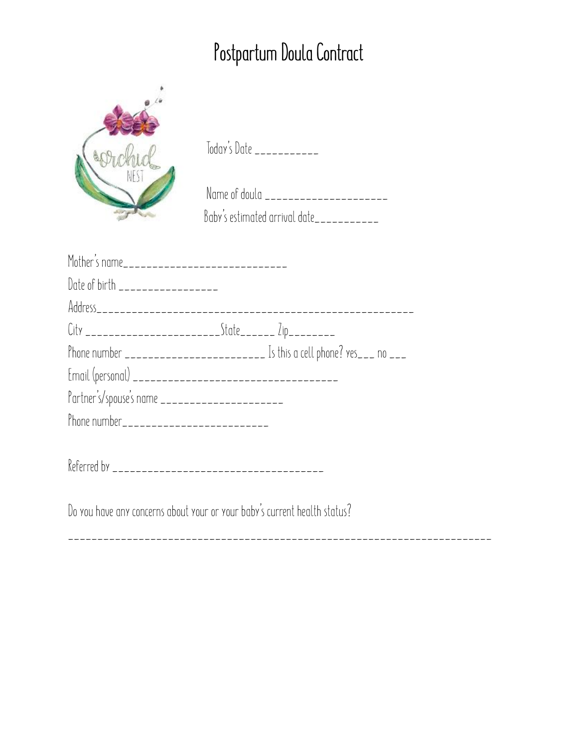# Postpartum Doula Contract

Today's Date ___________

Name of doula _____________________

Baby's estimated arrival date___________

Mother's name____________________________

Date of birth _________________

Address_____________________________________________________

City _______________________State______ Zip________

Phone number ________________________ Is this a cell phone? yes___ no ___

Email (personal) ___________________________________

Partner's/spouse's name _____________________

Phone number__________________________

Referred by _____________________________________

Do you have any concerns about your or your baby's current health status?

_________________________________________________________________________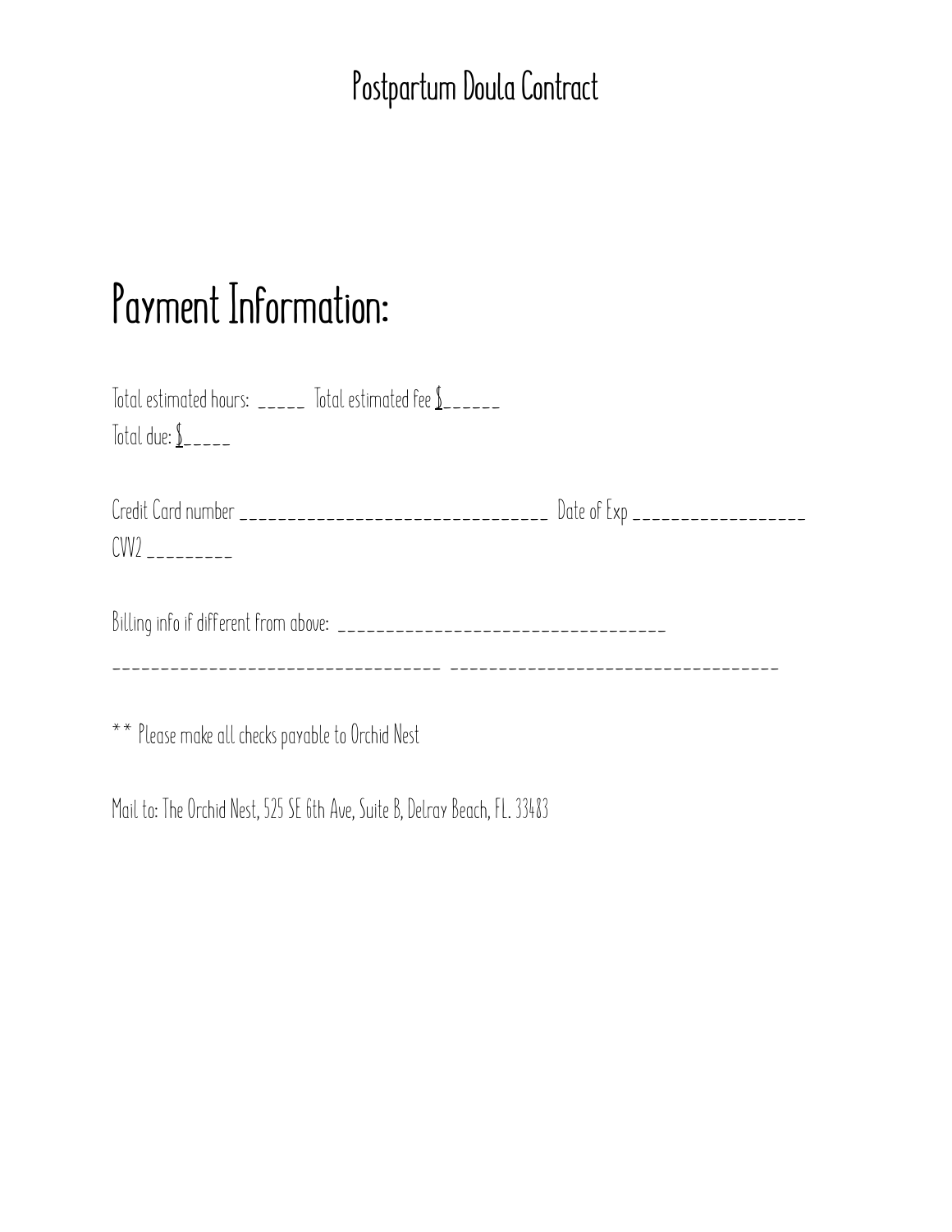# Payment Information:

Total estimated hours: _____ Total estimated fee $______
Total due: $_____

Credit Card number _________________________________ Date of Exp _________________
CVV2 _________

Billing info if different from above: __________________________________

_________________________________ _________________________________

** Please make all checks payable to Orchid Nest

Mail to: The Orchid Nest, 525 SE 6th Ave, Suite B, Delray Beach, FL. 33483